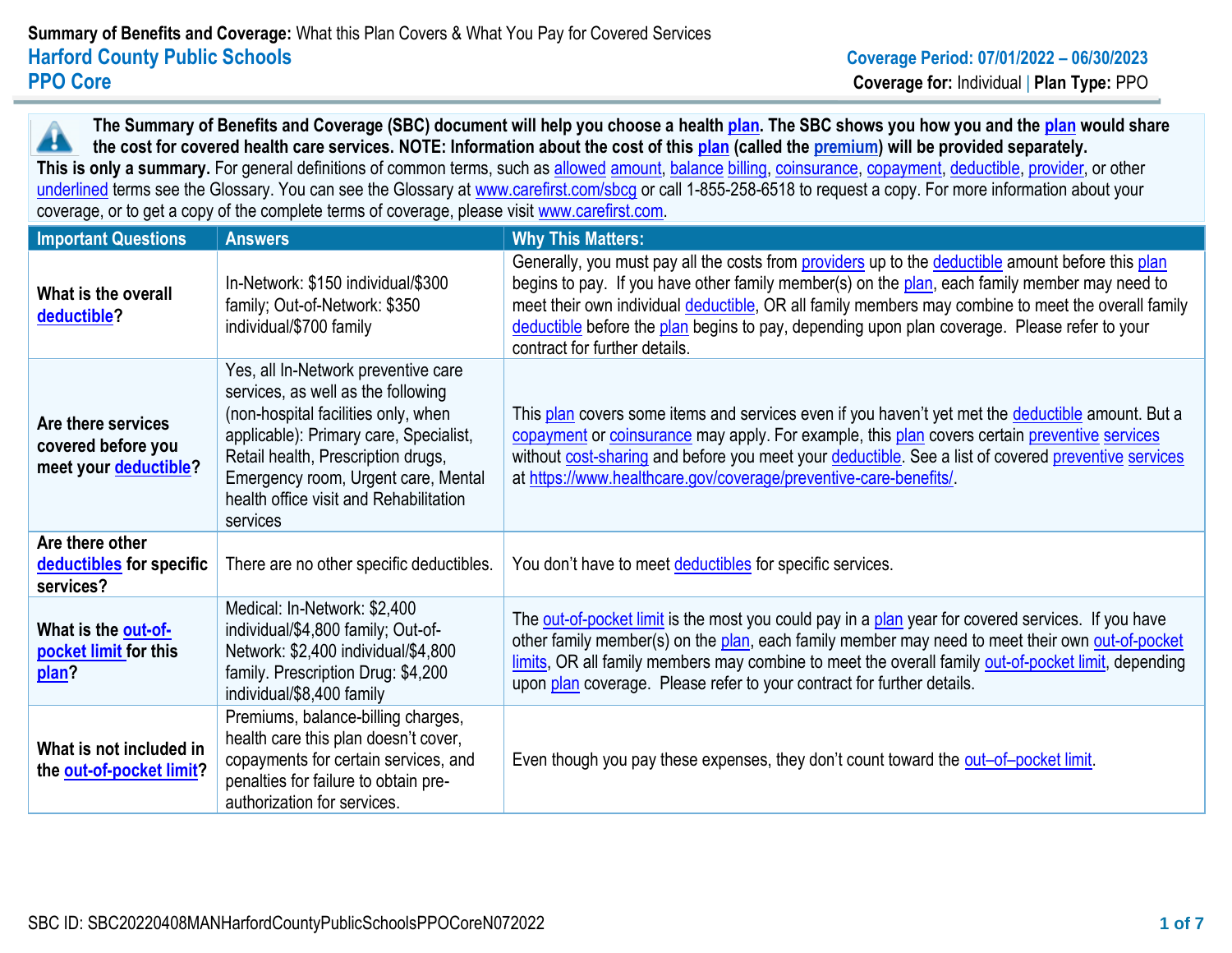**Summary of Benefits and Coverage:** What this Plan Covers & What You Pay for Covered Services

# Harford County Public Schools
## PPO Core

**Coverage Period: 07/01/2022 – 06/30/2023**
**Coverage for:** Individual | **Plan Type:** PPO

**The Summary of Benefits and Coverage (SBC) document will help you choose a health plan. The SBC shows you how you and the plan would share the cost for covered health care services. NOTE: Information about the cost of this plan (called the premium) will be provided separately.**
**This is only a summary.** For general definitions of common terms, such as allowed amount, balance billing, coinsurance, copayment, deductible, provider, or other underlined terms see the Glossary. You can see the Glossary at www.carefirst.com/sbcg or call 1-855-258-6518 to request a copy. For more information about your coverage, or to get a copy of the complete terms of coverage, please visit www.carefirst.com.

| Important Questions | Answers | Why This Matters: |
|---|---|---|
| **What is the overall deductible?** | In-Network: $150 individual/$300 family; Out-of-Network: $350 individual/$700 family | Generally, you must pay all the costs from providers up to the deductible amount before this plan begins to pay. If you have other family member(s) on the plan, each family member may need to meet their own individual deductible, OR all family members may combine to meet the overall family deductible before the plan begins to pay, depending upon plan coverage. Please refer to your contract for further details. |
| **Are there services covered before you meet your deductible?** | Yes, all In-Network preventive care services, as well as the following (non-hospital facilities only, when applicable): Primary care, Specialist, Retail health, Prescription drugs, Emergency room, Urgent care, Mental health office visit and Rehabilitation services | This plan covers some items and services even if you haven't yet met the deductible amount. But a copayment or coinsurance may apply. For example, this plan covers certain preventive services without cost-sharing and before you meet your deductible. See a list of covered preventive services at https://www.healthcare.gov/coverage/preventive-care-benefits/. |
| **Are there other deductibles for specific services?** | There are no other specific deductibles. | You don't have to meet deductibles for specific services. |
| **What is the out-of-pocket limit for this plan?** | Medical: In-Network: $2,400 individual/$4,800 family; Out-of-Network: $2,400 individual/$4,800 family. Prescription Drug: $4,200 individual/$8,400 family | The out-of-pocket limit is the most you could pay in a plan year for covered services. If you have other family member(s) on the plan, each family member may need to meet their own out-of-pocket limits, OR all family members may combine to meet the overall family out-of-pocket limit, depending upon plan coverage. Please refer to your contract for further details. |
| **What is not included in the out-of-pocket limit?** | Premiums, balance-billing charges, health care this plan doesn't cover, copayments for certain services, and penalties for failure to obtain pre-authorization for services. | Even though you pay these expenses, they don't count toward the out–of–pocket limit. |

SBC ID: SBC20220408MANHarfordCountyPublicSchoolsPPOCoreN072022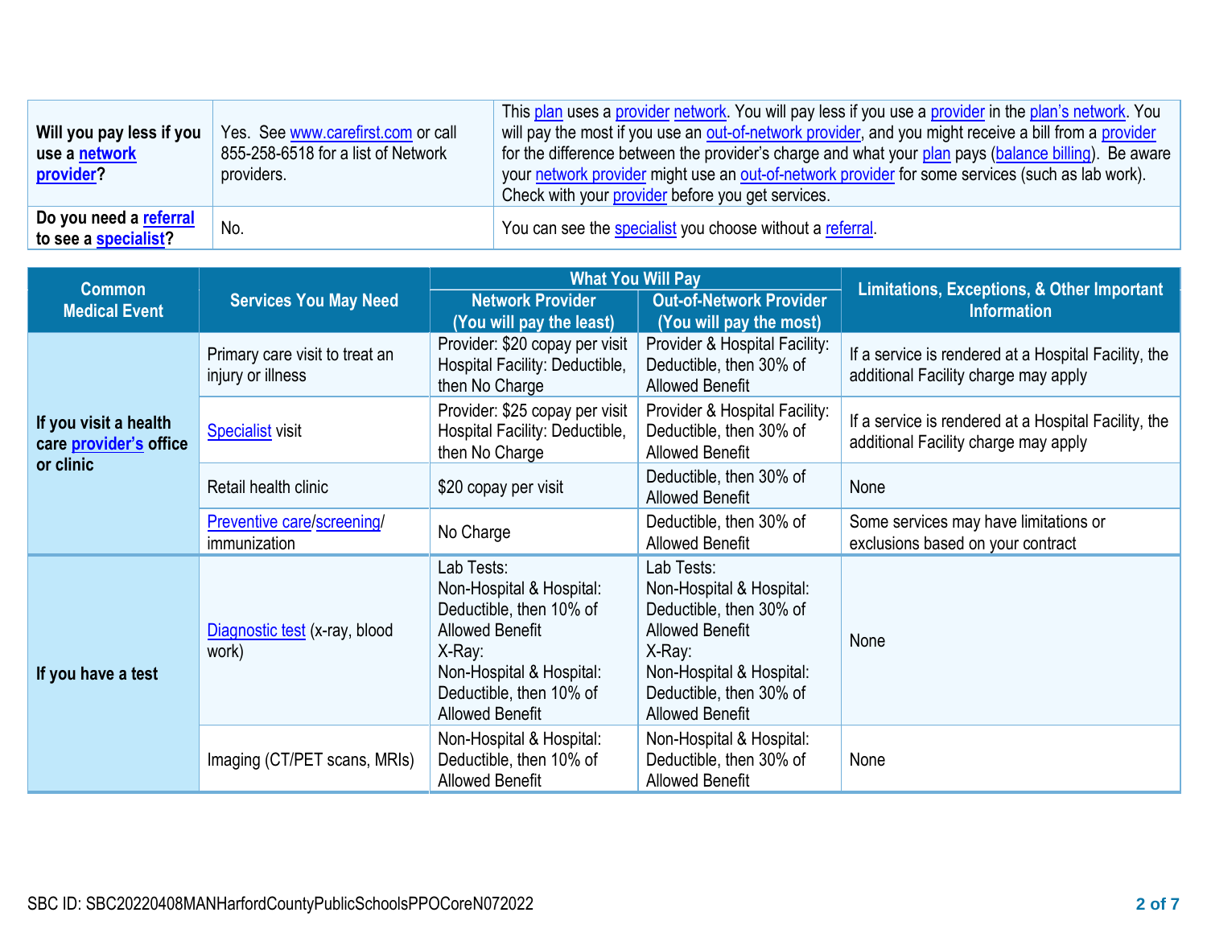| Will you pay less if you use a network provider? | Yes. See www.carefirst.com or call 855-258-6518 for a list of Network providers. | This plan uses a provider network. You will pay less if you use a provider in the plan's network. You will pay the most if you use an out-of-network provider, and you might receive a bill from a provider for the difference between the provider's charge and what your plan pays (balance billing). Be aware your network provider might use an out-of-network provider for some services (such as lab work). Check with your provider before you get services. |
|---|---|---|
| Do you need a referral to see a specialist? | No. | You can see the specialist you choose without a referral. |

| Common Medical Event | Services You May Need | What You Will Pay | | Limitations, Exceptions, & Other Important Information |
|---|---|---|---|---|
| | | Network Provider (You will pay the least) | Out-of-Network Provider (You will pay the most) | |
| If you visit a health care provider's office or clinic | Primary care visit to treat an injury or illness | Provider: $20 copay per visit<br>Hospital Facility: Deductible, then No Charge | Provider & Hospital Facility: Deductible, then 30% of Allowed Benefit | If a service is rendered at a Hospital Facility, the additional Facility charge may apply |
| | Specialist visit | Provider: $25 copay per visit<br>Hospital Facility: Deductible, then No Charge | Provider & Hospital Facility: Deductible, then 30% of Allowed Benefit | If a service is rendered at a Hospital Facility, the additional Facility charge may apply |
| | Retail health clinic | $20 copay per visit | Deductible, then 30% of Allowed Benefit | None |
| | Preventive care/screening/immunization | No Charge | Deductible, then 30% of Allowed Benefit | Some services may have limitations or exclusions based on your contract |
| If you have a test | Diagnostic test (x-ray, blood work) | Lab Tests:<br>Non-Hospital & Hospital: Deductible, then 10% of Allowed Benefit<br>X-Ray:<br>Non-Hospital & Hospital: Deductible, then 10% of Allowed Benefit | Lab Tests:<br>Non-Hospital & Hospital: Deductible, then 30% of Allowed Benefit<br>X-Ray:<br>Non-Hospital & Hospital: Deductible, then 30% of Allowed Benefit | None |
| | Imaging (CT/PET scans, MRIs) | Non-Hospital & Hospital: Deductible, then 10% of Allowed Benefit | Non-Hospital & Hospital: Deductible, then 30% of Allowed Benefit | None |

SBC ID: SBC20220408MANHarfordCountyPublicSchoolsPPOCoreN072022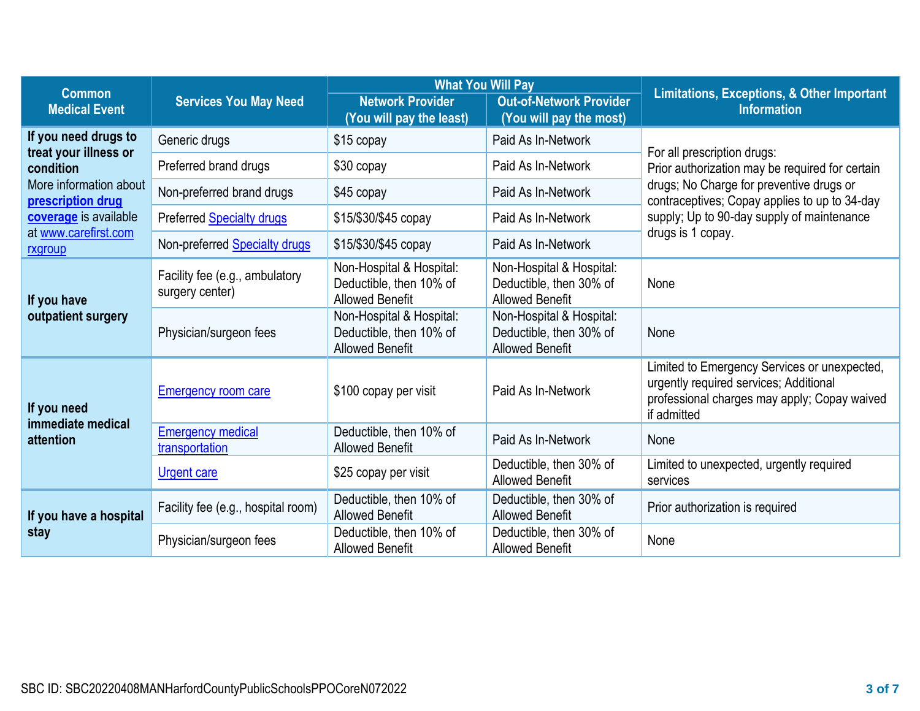| Common Medical Event | Services You May Need | What You Will Pay | | Limitations, Exceptions, & Other Important Information |
|---|---|---|---|---|
| | | Network Provider (You will pay the least) | Out-of-Network Provider (You will pay the most) | |
| **If you need drugs to treat your illness or condition** More information about **prescription drug coverage** is available at www.carefirst.com rxgroup | Generic drugs | $15 copay | Paid As In-Network | For all prescription drugs: Prior authorization may be required for certain drugs; No Charge for preventive drugs or contraceptives; Copay applies to up to 34-day supply; Up to 90-day supply of maintenance drugs is 1 copay. |
| | Preferred brand drugs | $30 copay | Paid As In-Network | |
| | Non-preferred brand drugs | $45 copay | Paid As In-Network | |
| | Preferred Specialty drugs | $15/$30/$45 copay | Paid As In-Network | |
| | Non-preferred Specialty drugs | $15/$30/$45 copay | Paid As In-Network | |
| **If you have outpatient surgery** | Facility fee (e.g., ambulatory surgery center) | Non-Hospital & Hospital: Deductible, then 10% of Allowed Benefit | Non-Hospital & Hospital: Deductible, then 30% of Allowed Benefit | None |
| | Physician/surgeon fees | Non-Hospital & Hospital: Deductible, then 10% of Allowed Benefit | Non-Hospital & Hospital: Deductible, then 30% of Allowed Benefit | None |
| **If you need immediate medical attention** | Emergency room care | $100 copay per visit | Paid As In-Network | Limited to Emergency Services or unexpected, urgently required services; Additional professional charges may apply; Copay waived if admitted |
| | Emergency medical transportation | Deductible, then 10% of Allowed Benefit | Paid As In-Network | None |
| | Urgent care | $25 copay per visit | Deductible, then 30% of Allowed Benefit | Limited to unexpected, urgently required services |
| **If you have a hospital stay** | Facility fee (e.g., hospital room) | Deductible, then 10% of Allowed Benefit | Deductible, then 30% of Allowed Benefit | Prior authorization is required |
| | Physician/surgeon fees | Deductible, then 10% of Allowed Benefit | Deductible, then 30% of Allowed Benefit | None |

SBC ID: SBC20220408MANHarfordCountyPublicSchoolsPPOCoreN072022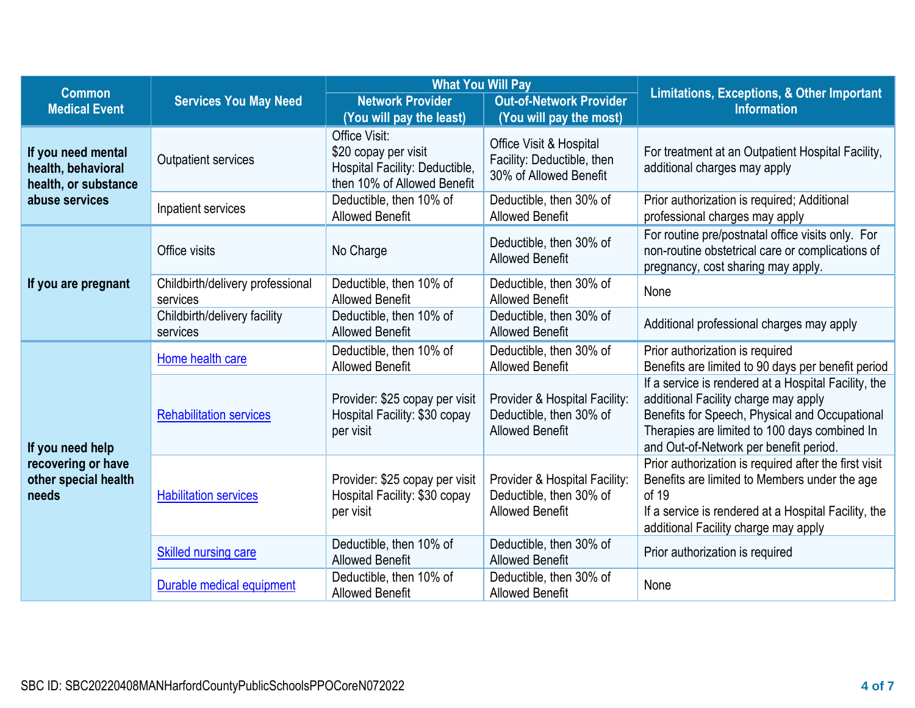| Common Medical Event | Services You May Need | What You Will Pay | | Limitations, Exceptions, & Other Important Information |
|---|---|---|---|---|
| | | Network Provider (You will pay the least) | Out-of-Network Provider (You will pay the most) | |
| If you need mental health, behavioral health, or substance abuse services | Outpatient services | Office Visit: $20 copay per visit Hospital Facility: Deductible, then 10% of Allowed Benefit | Office Visit & Hospital Facility: Deductible, then 30% of Allowed Benefit | For treatment at an Outpatient Hospital Facility, additional charges may apply |
| | Inpatient services | Deductible, then 10% of Allowed Benefit | Deductible, then 30% of Allowed Benefit | Prior authorization is required; Additional professional charges may apply |
| If you are pregnant | Office visits | No Charge | Deductible, then 30% of Allowed Benefit | For routine pre/postnatal office visits only. For non-routine obstetrical care or complications of pregnancy, cost sharing may apply. |
| | Childbirth/delivery professional services | Deductible, then 10% of Allowed Benefit | Deductible, then 30% of Allowed Benefit | None |
| | Childbirth/delivery facility services | Deductible, then 10% of Allowed Benefit | Deductible, then 30% of Allowed Benefit | Additional professional charges may apply |
| If you need help recovering or have other special health needs | Home health care | Deductible, then 10% of Allowed Benefit | Deductible, then 30% of Allowed Benefit | Prior authorization is required Benefits are limited to 90 days per benefit period |
| | Rehabilitation services | Provider: $25 copay per visit Hospital Facility: $30 copay per visit | Provider & Hospital Facility: Deductible, then 30% of Allowed Benefit | If a service is rendered at a Hospital Facility, the additional Facility charge may apply Benefits for Speech, Physical and Occupational Therapies are limited to 100 days combined In and Out-of-Network per benefit period. |
| | Habilitation services | Provider: $25 copay per visit Hospital Facility: $30 copay per visit | Provider & Hospital Facility: Deductible, then 30% of Allowed Benefit | Prior authorization is required after the first visit Benefits are limited to Members under the age of 19 If a service is rendered at a Hospital Facility, the additional Facility charge may apply |
| | Skilled nursing care | Deductible, then 10% of Allowed Benefit | Deductible, then 30% of Allowed Benefit | Prior authorization is required |
| | Durable medical equipment | Deductible, then 10% of Allowed Benefit | Deductible, then 30% of Allowed Benefit | None |

SBC ID: SBC20220408MANHarfordCountyPublicSchoolsPPOCoreN072022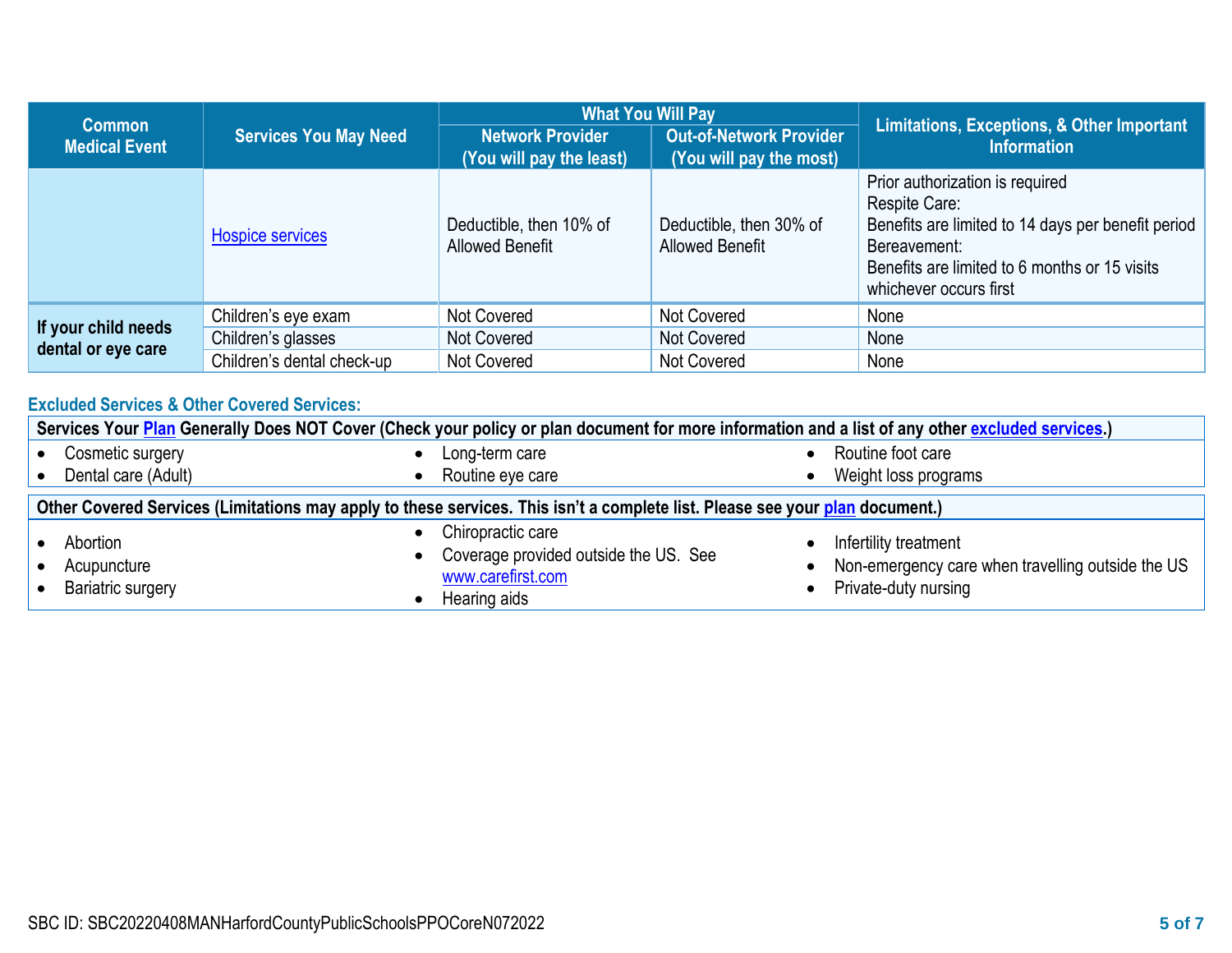| Common Medical Event | Services You May Need | What You Will Pay | | Limitations, Exceptions, & Other Important Information |
|---|---|---|---|---|
| | | Network Provider (You will pay the least) | Out-of-Network Provider (You will pay the most) | |
| | Hospice services | Deductible, then 10% of Allowed Benefit | Deductible, then 30% of Allowed Benefit | Prior authorization is required<br>Respite Care:<br>Benefits are limited to 14 days per benefit period<br>Bereavement:<br>Benefits are limited to 6 months or 15 visits whichever occurs first |
| **If your child needs dental or eye care** | Children's eye exam | Not Covered | Not Covered | None |
| | Children's glasses | Not Covered | Not Covered | None |
| | Children's dental check-up | Not Covered | Not Covered | None |

### Excluded Services & Other Covered Services:

**Services Your Plan Generally Does NOT Cover (Check your policy or plan document for more information and a list of any other excluded services.)**

- Cosmetic surgery
- Dental care (Adult)
- Long-term care
- Routine eye care
- Routine foot care
- Weight loss programs

**Other Covered Services (Limitations may apply to these services. This isn't a complete list. Please see your plan document.)**

- Abortion
- Acupuncture
- Bariatric surgery
- Chiropractic care
- Coverage provided outside the US. See www.carefirst.com
- Hearing aids
- Infertility treatment
- Non-emergency care when travelling outside the US
- Private-duty nursing

SBC ID: SBC20220408MANHarfordCountyPublicSchoolsPPOCoreN072022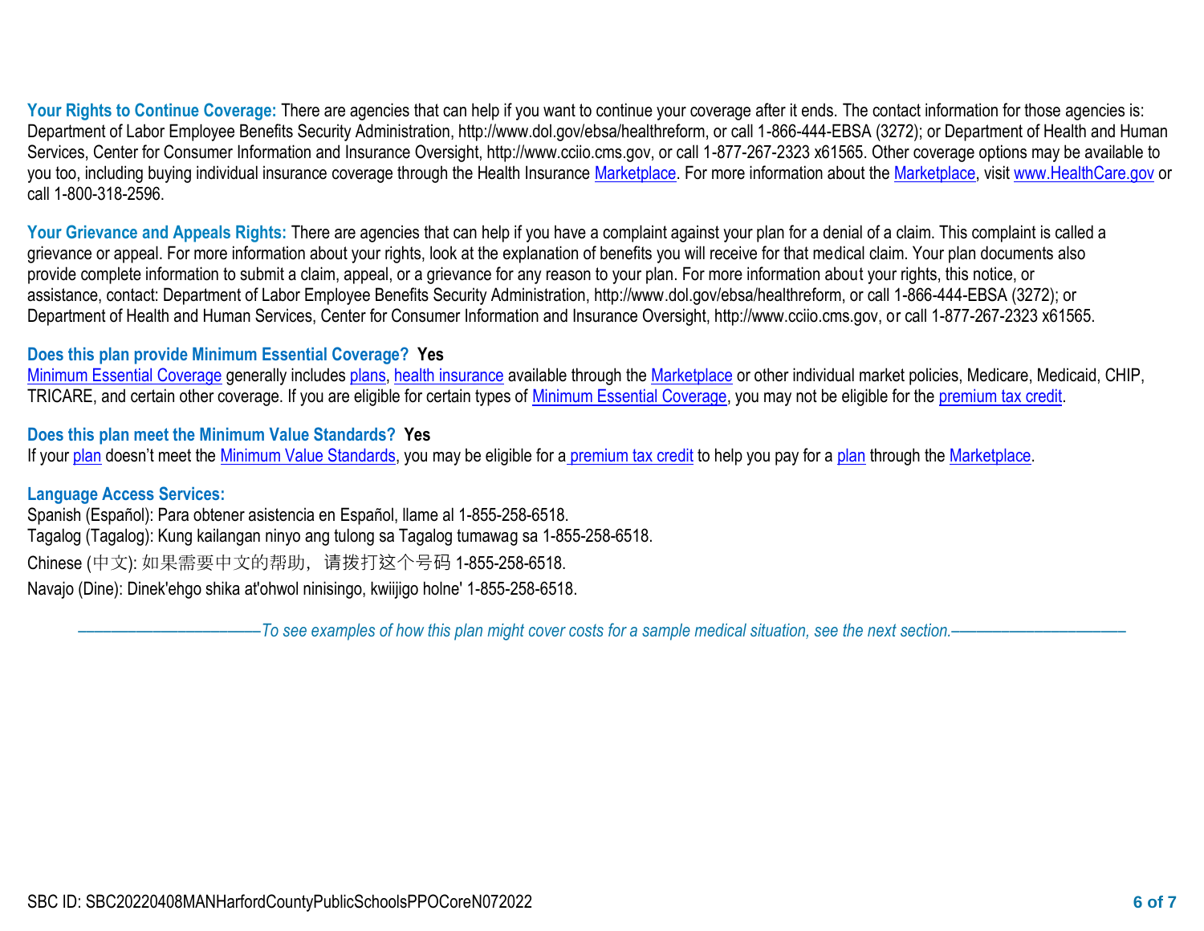**Your Rights to Continue Coverage:** There are agencies that can help if you want to continue your coverage after it ends. The contact information for those agencies is: Department of Labor Employee Benefits Security Administration, http://www.dol.gov/ebsa/healthreform, or call 1-866-444-EBSA (3272); or Department of Health and Human Services, Center for Consumer Information and Insurance Oversight, http://www.cciio.cms.gov, or call 1-877-267-2323 x61565. Other coverage options may be available to you too, including buying individual insurance coverage through the Health Insurance Marketplace. For more information about the Marketplace, visit www.HealthCare.gov or call 1-800-318-2596.

**Your Grievance and Appeals Rights:** There are agencies that can help if you have a complaint against your plan for a denial of a claim. This complaint is called a grievance or appeal. For more information about your rights, look at the explanation of benefits you will receive for that medical claim. Your plan documents also provide complete information to submit a claim, appeal, or a grievance for any reason to your plan. For more information about your rights, this notice, or assistance, contact: Department of Labor Employee Benefits Security Administration, http://www.dol.gov/ebsa/healthreform, or call 1-866-444-EBSA (3272); or Department of Health and Human Services, Center for Consumer Information and Insurance Oversight, http://www.cciio.cms.gov, or call 1-877-267-2323 x61565.

**Does this plan provide Minimum Essential Coverage? Yes**

Minimum Essential Coverage generally includes plans, health insurance available through the Marketplace or other individual market policies, Medicare, Medicaid, CHIP, TRICARE, and certain other coverage. If you are eligible for certain types of Minimum Essential Coverage, you may not be eligible for the premium tax credit.

**Does this plan meet the Minimum Value Standards? Yes**

If your plan doesn't meet the Minimum Value Standards, you may be eligible for a premium tax credit to help you pay for a plan through the Marketplace.

**Language Access Services:**

Spanish (Español): Para obtener asistencia en Español, llame al 1-855-258-6518.
Tagalog (Tagalog): Kung kailangan ninyo ang tulong sa Tagalog tumawag sa 1-855-258-6518.
Chinese (中文): 如果需要中文的帮助，请拨打这个号码 1-855-258-6518.
Navajo (Dine): Dinek'ehgo shika at'ohwol ninisingo, kwiijigo holne' 1-855-258-6518.

*——————————To see examples of how this plan might cover costs for a sample medical situation, see the next section.——————————*

SBC ID: SBC20220408MANHarfordCountyPublicSchoolsPPOCoreN072022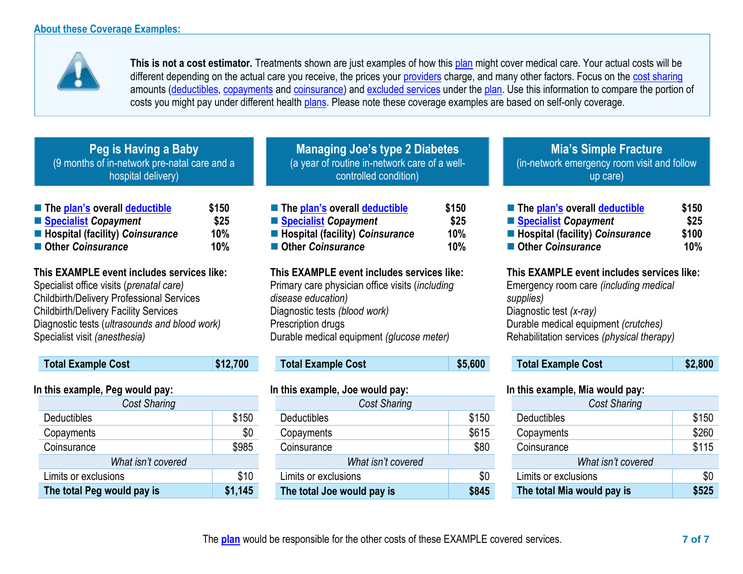## About these Coverage Examples:

**This is not a cost estimator.** Treatments shown are just examples of how this plan might cover medical care. Your actual costs will be different depending on the actual care you receive, the prices your providers charge, and many other factors. Focus on the cost sharing amounts (deductibles, copayments and coinsurance) and excluded services under the plan. Use this information to compare the portion of costs you might pay under different health plans. Please note these coverage examples are based on self-only coverage.

### Peg is Having a Baby
(9 months of in-network pre-natal care and a hospital delivery)

- **The plan's overall deductible** **$150**
- **Specialist *Copayment*** **$25**
- **Hospital (facility) *Coinsurance*** **10%**
- **Other *Coinsurance*** **10%**

**This EXAMPLE event includes services like:**
Specialist office visits (*prenatal care)*
Childbirth/Delivery Professional Services
Childbirth/Delivery Facility Services
Diagnostic tests (*ultrasounds and blood work)*
Specialist visit *(anesthesia)*

| **Total Example Cost** | **$12,700** |
|---|---|

**In this example, Peg would pay:**

| *Cost Sharing* | |
|---|---|
| Deductibles | $150 |
| Copayments | $0 |
| Coinsurance | $985 |
| *What isn't covered* | |
| Limits or exclusions | $10 |
| **The total Peg would pay is** | **$1,145** |

### Managing Joe's type 2 Diabetes
(a year of routine in-network care of a well-controlled condition)

- **The plan's overall deductible** **$150**
- **Specialist *Copayment*** **$25**
- **Hospital (facility) *Coinsurance*** **10%**
- **Other *Coinsurance*** **10%**

**This EXAMPLE event includes services like:**
Primary care physician office visits (*including disease education)*
Diagnostic tests *(blood work)*
Prescription drugs
Durable medical equipment *(glucose meter)*

| **Total Example Cost** | **$5,600** |
|---|---|

**In this example, Joe would pay:**

| *Cost Sharing* | |
|---|---|
| Deductibles | $150 |
| Copayments | $615 |
| Coinsurance | $80 |
| *What isn't covered* | |
| Limits or exclusions | $0 |
| **The total Joe would pay is** | **$845** |

### Mia's Simple Fracture
(in-network emergency room visit and follow up care)

- **The plan's overall deductible** **$150**
- **Specialist *Copayment*** **$25**
- **Hospital (facility) *Coinsurance*** **$100**
- **Other *Coinsurance*** **10%**

**This EXAMPLE event includes services like:**
Emergency room care *(including medical supplies)*
Diagnostic test *(x-ray)*
Durable medical equipment *(crutches)*
Rehabilitation services *(physical therapy)*

| **Total Example Cost** | **$2,800** |
|---|---|

**In this example, Mia would pay:**

| *Cost Sharing* | |
|---|---|
| Deductibles | $150 |
| Copayments | $260 |
| Coinsurance | $115 |
| *What isn't covered* | |
| Limits or exclusions | $0 |
| **The total Mia would pay is** | **$525** |

The **plan** would be responsible for the other costs of these EXAMPLE covered services.